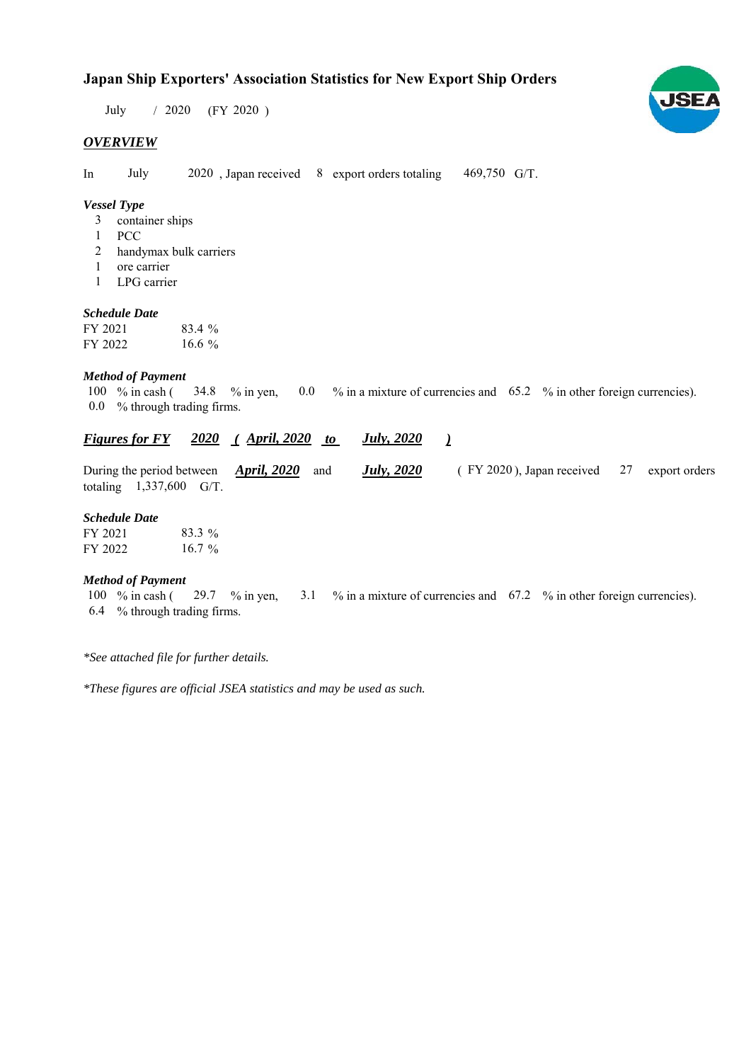# Japan Ship Exporters' Association Statistics for New Export Ship Orders

July / 2020 (FY 2020 )

## *OVERVIEW*

In July 2020 , Japan received 8 export orders totaling 469,750 G/T.

### *Vessel Type*

3 container ships
1 PCC
2 handymax bulk carriers
1 ore carrier
1 LPG carrier

### *Schedule Date*

FY 2021 83.4 %
FY 2022 16.6 %

### *Method of Payment*

100 % in cash ( 34.8 % in yen, 0.0 % in a mixture of currencies and 65.2 % in other foreign currencies).
0.0 % through trading firms.

## *Figures for FY 2020 ( April, 2020 to July, 2020 )*

During the period between *April, 2020* and *July, 2020* ( FY 2020 ), Japan received 27 export orders totaling 1,337,600 G/T.

### *Schedule Date*

FY 2021 83.3 %
FY 2022 16.7 %

### *Method of Payment*

100 % in cash ( 29.7 % in yen, 3.1 % in a mixture of currencies and 67.2 % in other foreign currencies).
6.4 % through trading firms.

*\*See attached file for further details.*

*\*These figures are official JSEA statistics and may be used as such.*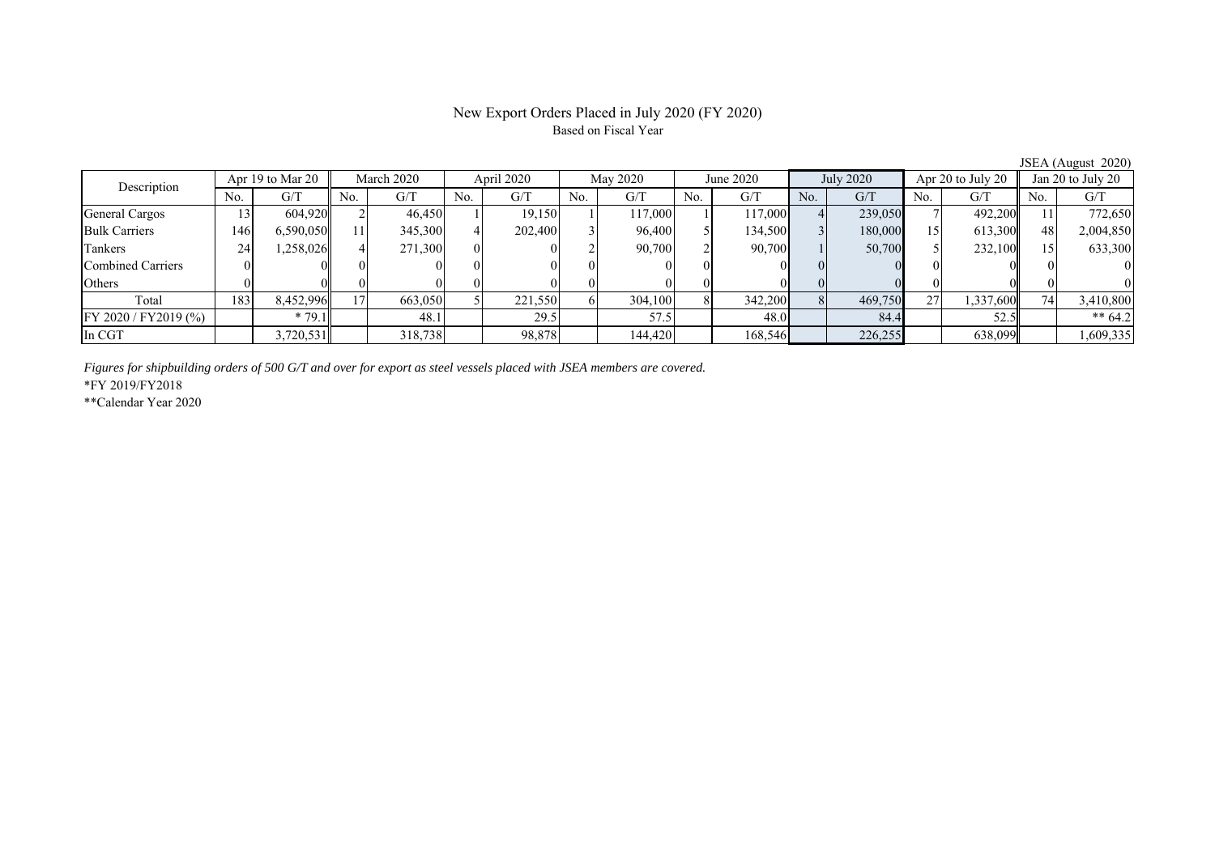# New Export Orders Placed in July 2020 (FY 2020)

Based on Fiscal Year

JSEA (August 2020)

| Description | Apr 19 to Mar 20 | | March 2020 | | April 2020 | | May 2020 | | June 2020 | | July 2020 | | Apr 20 to July 20 | | Jan 20 to July 20 | |
|---|---|---|---|---|---|---|---|---|---|---|---|---|---|---|---|---|
| | No. | G/T | No. | G/T | No. | G/T | No. | G/T | No. | G/T | No. | G/T | No. | G/T | No. | G/T |
| General Cargos | 13 | 604,920 | 2 | 46,450 | 1 | 19,150 | 1 | 117,000 | 1 | 117,000 | 4 | 239,050 | 7 | 492,200 | 11 | 772,650 |
| Bulk Carriers | 146 | 6,590,050 | 11 | 345,300 | 4 | 202,400 | 3 | 96,400 | 5 | 134,500 | 3 | 180,000 | 15 | 613,300 | 48 | 2,004,850 |
| Tankers | 24 | 1,258,026 | 4 | 271,300 | 0 | 0 | 2 | 90,700 | 2 | 90,700 | 1 | 50,700 | 5 | 232,100 | 15 | 633,300 |
| Combined Carriers | 0 | 0 | 0 | 0 | 0 | 0 | 0 | 0 | 0 | 0 | 0 | 0 | 0 | 0 | 0 | 0 |
| Others | 0 | 0 | 0 | 0 | 0 | 0 | 0 | 0 | 0 | 0 | 0 | 0 | 0 | 0 | 0 | 0 |
| Total | 183 | 8,452,996 | 17 | 663,050 | 5 | 221,550 | 6 | 304,100 | 8 | 342,200 | 8 | 469,750 | 27 | 1,337,600 | 74 | 3,410,800 |
| FY 2020 / FY2019 (%) | | * 79.1 | | 48.1 | | 29.5 | | 57.5 | | 48.0 | | 84.4 | | 52.5 | | ** 64.2 |
| In CGT | | 3,720,531 | | 318,738 | | 98,878 | | 144,420 | | 168,546 | | 226,255 | | 638,099 | | 1,609,335 |

*Figures for shipbuilding orders of 500 G/T and over for export as steel vessels placed with JSEA members are covered.*

*FY 2019/FY2018

**Calendar Year 2020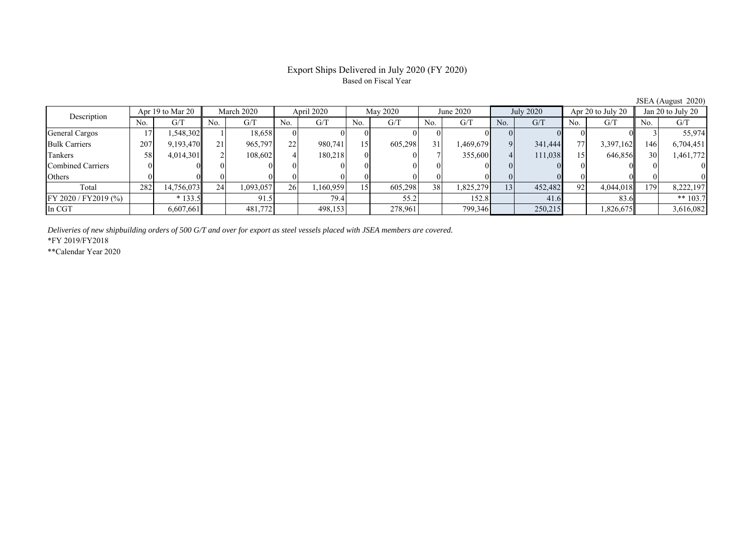# Export Ships Delivered in July 2020 (FY 2020)

Based on Fiscal Year

JSEA (August 2020)

| Description | Apr 19 to Mar 20 | | March 2020 | | April 2020 | | May 2020 | | June 2020 | | July 2020 | | Apr 20 to July 20 | | Jan 20 to July 20 | |
|---|---|---|---|---|---|---|---|---|---|---|---|---|---|---|---|---|
| | No. | G/T | No. | G/T | No. | G/T | No. | G/T | No. | G/T | No. | G/T | No. | G/T | No. | G/T |
| General Cargos | 17 | 1,548,302 | 1 | 18,658 | 0 | 0 | 0 | 0 | 0 | 0 | 0 | 0 | 0 | 0 | 3 | 55,974 |
| Bulk Carriers | 207 | 9,193,470 | 21 | 965,797 | 22 | 980,741 | 15 | 605,298 | 31 | 1,469,679 | 9 | 341,444 | 77 | 3,397,162 | 146 | 6,704,451 |
| Tankers | 58 | 4,014,301 | 2 | 108,602 | 4 | 180,218 | 0 | 0 | 7 | 355,600 | 4 | 111,038 | 15 | 646,856 | 30 | 1,461,772 |
| Combined Carriers | 0 | 0 | 0 | 0 | 0 | 0 | 0 | 0 | 0 | 0 | 0 | 0 | 0 | 0 | 0 | 0 |
| Others | 0 | 0 | 0 | 0 | 0 | 0 | 0 | 0 | 0 | 0 | 0 | 0 | 0 | 0 | 0 | 0 |
| Total | 282 | 14,756,073 | 24 | 1,093,057 | 26 | 1,160,959 | 15 | 605,298 | 38 | 1,825,279 | 13 | 452,482 | 92 | 4,044,018 | 179 | 8,222,197 |
| FY 2020 / FY2019 (%) | | * 133.5 | | 91.5 | | 79.4 | | 55.2 | | 152.8 | | 41.6 | | 83.6 | | ** 103.7 |
| In CGT | | 6,607,661 | | 481,772 | | 498,153 | | 278,961 | | 799,346 | | 250,215 | | 1,826,675 | | 3,616,082 |

*Deliveries of new shipbuilding orders of 500 G/T and over for export as steel vessels placed with JSEA members are covered.*

*FY 2019/FY2018

**Calendar Year 2020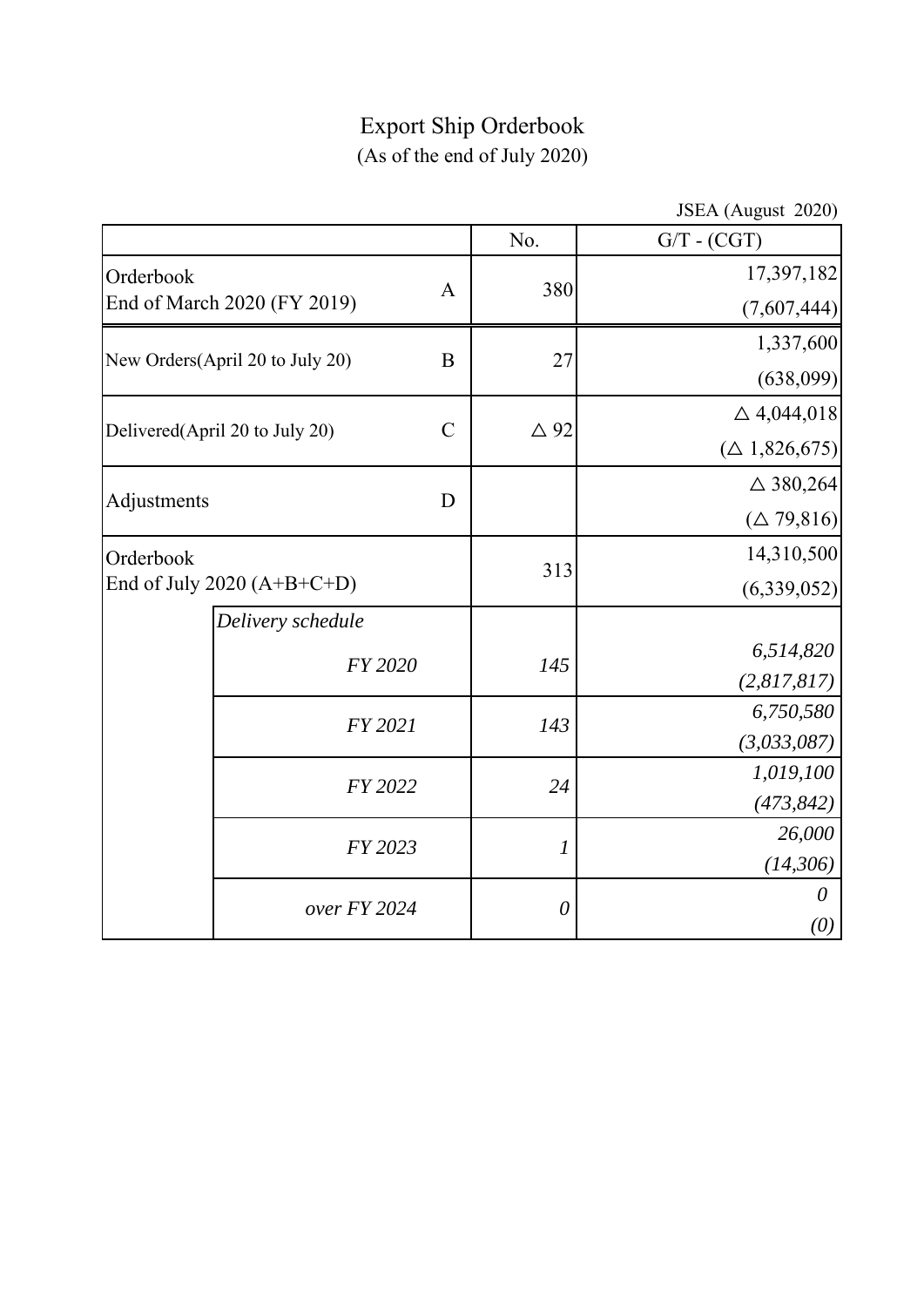# Export Ship Orderbook

(As of the end of July 2020)

JSEA (August 2020)

| | | | No. | G/T - (CGT) |
|---|---|---|---|---|
| Orderbook<br>End of March 2020 (FY 2019) | | A | 380 | 17,397,182<br>(7,607,444) |
| New Orders(April 20 to July 20) | | B | 27 | 1,337,600<br>(638,099) |
| Delivered(April 20 to July 20) | | C | △ 92 | △ 4,044,018<br>(△ 1,826,675) |
| Adjustments | | D | | △ 380,264<br>(△ 79,816) |
| Orderbook<br>End of July 2020 (A+B+C+D) | | | 313 | 14,310,500<br>(6,339,052) |
| | *Delivery schedule*<br>*FY 2020* | | *145* | *6,514,820*<br>*(2,817,817)* |
| | *FY 2021* | | *143* | *6,750,580*<br>*(3,033,087)* |
| | *FY 2022* | | *24* | *1,019,100*<br>*(473,842)* |
| | *FY 2023* | | *1* | *26,000*<br>*(14,306)* |
| | *over FY 2024* | | *0* | *0*<br>*(0)* |